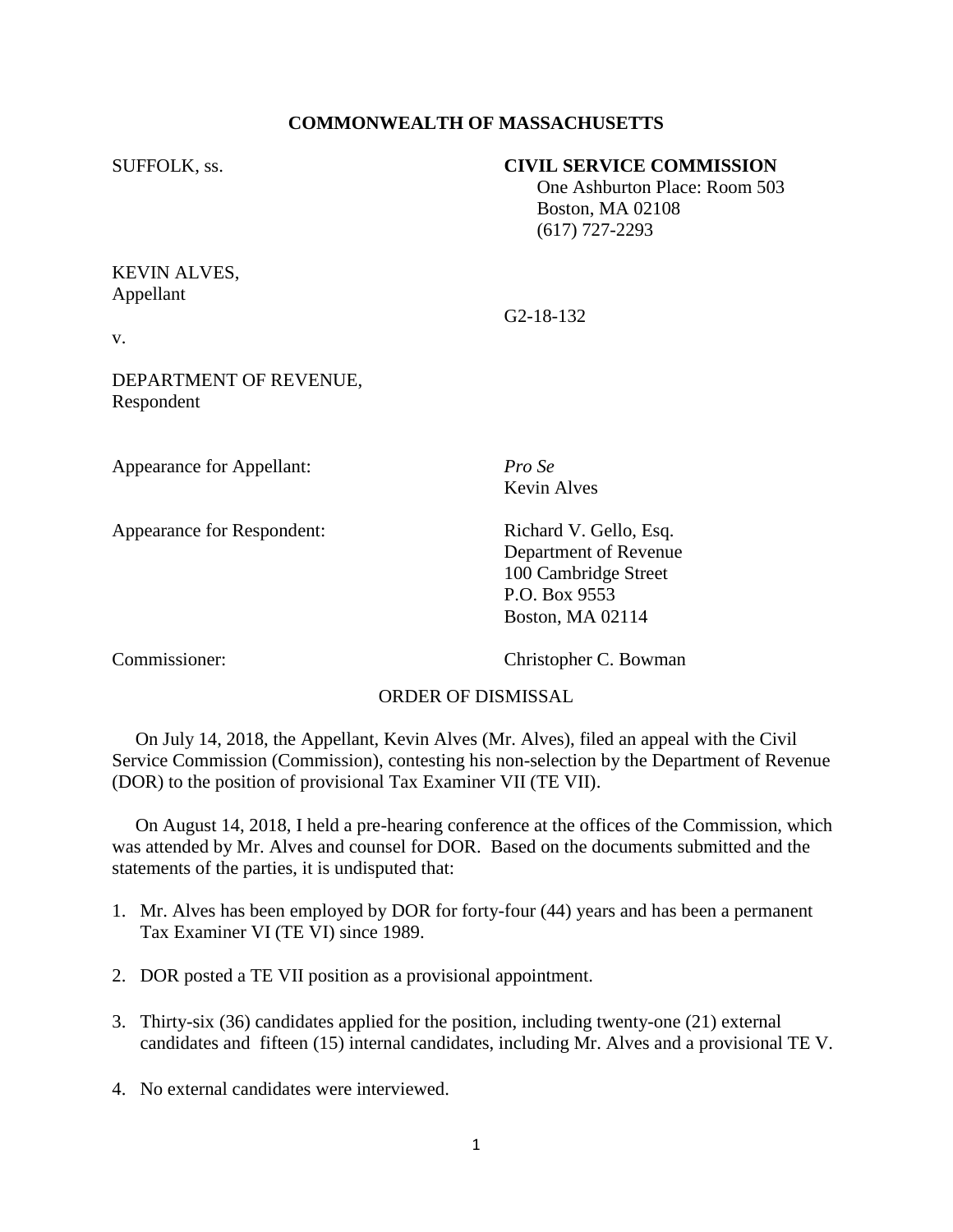**COMMONWEALTH OF MASSACHUSETTS**

SUFFOLK, ss.

**CIVIL SERVICE COMMISSION**
One Ashburton Place: Room 503
Boston, MA 02108
(617) 727-2293

KEVIN ALVES,
Appellant

G2-18-132

v.

DEPARTMENT OF REVENUE,
Respondent

Appearance for Appellant: *Pro Se*
Kevin Alves

Appearance for Respondent: Richard V. Gello, Esq.
Department of Revenue
100 Cambridge Street
P.O. Box 9553
Boston, MA 02114

Commissioner: Christopher C. Bowman

ORDER OF DISMISSAL

On July 14, 2018, the Appellant, Kevin Alves (Mr. Alves), filed an appeal with the Civil Service Commission (Commission), contesting his non-selection by the Department of Revenue (DOR) to the position of provisional Tax Examiner VII (TE VII).

On August 14, 2018, I held a pre-hearing conference at the offices of the Commission, which was attended by Mr. Alves and counsel for DOR. Based on the documents submitted and the statements of the parties, it is undisputed that:

1. Mr. Alves has been employed by DOR for forty-four (44) years and has been a permanent Tax Examiner VI (TE VI) since 1989.

2. DOR posted a TE VII position as a provisional appointment.

3. Thirty-six (36) candidates applied for the position, including twenty-one (21) external candidates and fifteen (15) internal candidates, including Mr. Alves and a provisional TE V.

4. No external candidates were interviewed.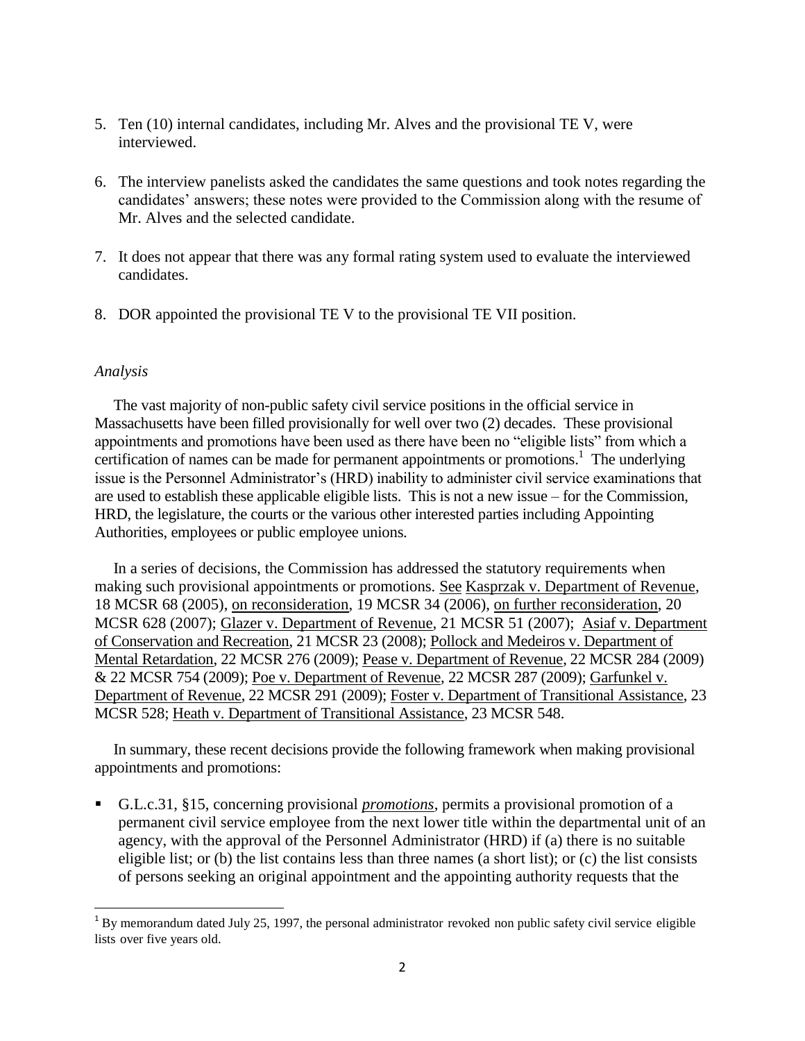5. Ten (10) internal candidates, including Mr. Alves and the provisional TE V, were interviewed.

6. The interview panelists asked the candidates the same questions and took notes regarding the candidates' answers; these notes were provided to the Commission along with the resume of Mr. Alves and the selected candidate.

7. It does not appear that there was any formal rating system used to evaluate the interviewed candidates.

8. DOR appointed the provisional TE V to the provisional TE VII position.

*Analysis*

The vast majority of non-public safety civil service positions in the official service in Massachusetts have been filled provisionally for well over two (2) decades. These provisional appointments and promotions have been used as there have been no "eligible lists" from which a certification of names can be made for permanent appointments or promotions.[1] The underlying issue is the Personnel Administrator's (HRD) inability to administer civil service examinations that are used to establish these applicable eligible lists. This is not a new issue – for the Commission, HRD, the legislature, the courts or the various other interested parties including Appointing Authorities, employees or public employee unions.

In a series of decisions, the Commission has addressed the statutory requirements when making such provisional appointments or promotions. See Kasprzak v. Department of Revenue, 18 MCSR 68 (2005), on reconsideration, 19 MCSR 34 (2006), on further reconsideration, 20 MCSR 628 (2007); Glazer v. Department of Revenue, 21 MCSR 51 (2007); Asiaf v. Department of Conservation and Recreation, 21 MCSR 23 (2008); Pollock and Medeiros v. Department of Mental Retardation, 22 MCSR 276 (2009); Pease v. Department of Revenue, 22 MCSR 284 (2009) & 22 MCSR 754 (2009); Poe v. Department of Revenue, 22 MCSR 287 (2009); Garfunkel v. Department of Revenue, 22 MCSR 291 (2009); Foster v. Department of Transitional Assistance, 23 MCSR 528; Heath v. Department of Transitional Assistance, 23 MCSR 548.

In summary, these recent decisions provide the following framework when making provisional appointments and promotions:

- G.L.c.31, §15, concerning provisional ***promotions***, permits a provisional promotion of a permanent civil service employee from the next lower title within the departmental unit of an agency, with the approval of the Personnel Administrator (HRD) if (a) there is no suitable eligible list; or (b) the list contains less than three names (a short list); or (c) the list consists of persons seeking an original appointment and the appointing authority requests that the

[1] By memorandum dated July 25, 1997, the personal administrator revoked non public safety civil service eligible lists over five years old.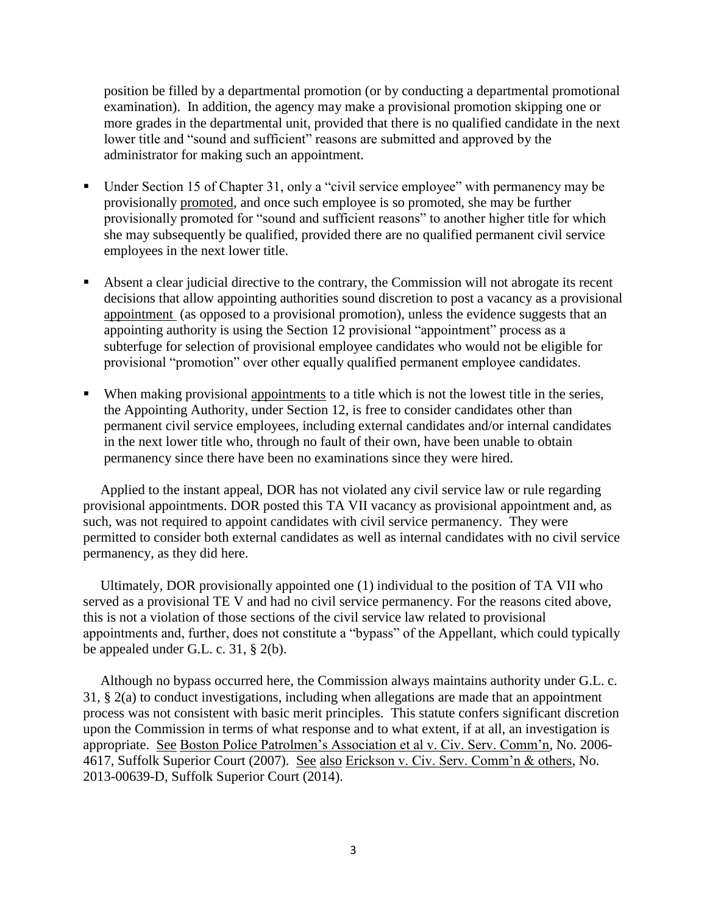position be filled by a departmental promotion (or by conducting a departmental promotional examination). In addition, the agency may make a provisional promotion skipping one or more grades in the departmental unit, provided that there is no qualified candidate in the next lower title and "sound and sufficient" reasons are submitted and approved by the administrator for making such an appointment.

- Under Section 15 of Chapter 31, only a "civil service employee" with permanency may be provisionally promoted, and once such employee is so promoted, she may be further provisionally promoted for "sound and sufficient reasons" to another higher title for which she may subsequently be qualified, provided there are no qualified permanent civil service employees in the next lower title.

- Absent a clear judicial directive to the contrary, the Commission will not abrogate its recent decisions that allow appointing authorities sound discretion to post a vacancy as a provisional appointment (as opposed to a provisional promotion), unless the evidence suggests that an appointing authority is using the Section 12 provisional "appointment" process as a subterfuge for selection of provisional employee candidates who would not be eligible for provisional "promotion" over other equally qualified permanent employee candidates.

- When making provisional appointments to a title which is not the lowest title in the series, the Appointing Authority, under Section 12, is free to consider candidates other than permanent civil service employees, including external candidates and/or internal candidates in the next lower title who, through no fault of their own, have been unable to obtain permanency since there have been no examinations since they were hired.

Applied to the instant appeal, DOR has not violated any civil service law or rule regarding provisional appointments. DOR posted this TA VII vacancy as provisional appointment and, as such, was not required to appoint candidates with civil service permanency. They were permitted to consider both external candidates as well as internal candidates with no civil service permanency, as they did here.

Ultimately, DOR provisionally appointed one (1) individual to the position of TA VII who served as a provisional TE V and had no civil service permanency. For the reasons cited above, this is not a violation of those sections of the civil service law related to provisional appointments and, further, does not constitute a "bypass" of the Appellant, which could typically be appealed under G.L. c. 31, § 2(b).

Although no bypass occurred here, the Commission always maintains authority under G.L. c. 31, § 2(a) to conduct investigations, including when allegations are made that an appointment process was not consistent with basic merit principles. This statute confers significant discretion upon the Commission in terms of what response and to what extent, if at all, an investigation is appropriate. See Boston Police Patrolmen's Association et al v. Civ. Serv. Comm'n, No. 2006-4617, Suffolk Superior Court (2007). See also Erickson v. Civ. Serv. Comm'n & others, No. 2013-00639-D, Suffolk Superior Court (2014).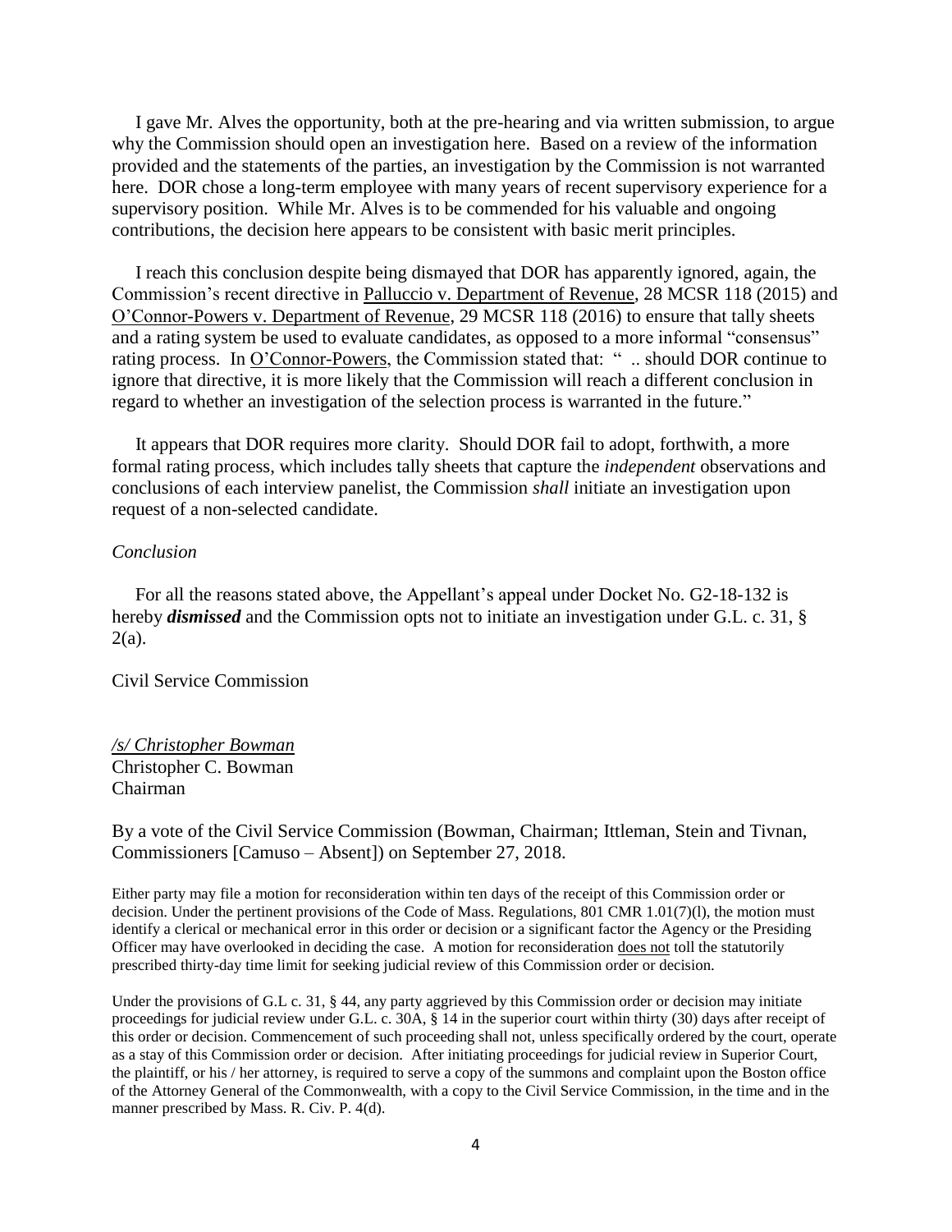I gave Mr. Alves the opportunity, both at the pre-hearing and via written submission, to argue why the Commission should open an investigation here. Based on a review of the information provided and the statements of the parties, an investigation by the Commission is not warranted here. DOR chose a long-term employee with many years of recent supervisory experience for a supervisory position. While Mr. Alves is to be commended for his valuable and ongoing contributions, the decision here appears to be consistent with basic merit principles.

I reach this conclusion despite being dismayed that DOR has apparently ignored, again, the Commission's recent directive in Palluccio v. Department of Revenue, 28 MCSR 118 (2015) and O'Connor-Powers v. Department of Revenue, 29 MCSR 118 (2016) to ensure that tally sheets and a rating system be used to evaluate candidates, as opposed to a more informal "consensus" rating process. In O'Connor-Powers, the Commission stated that: " .. should DOR continue to ignore that directive, it is more likely that the Commission will reach a different conclusion in regard to whether an investigation of the selection process is warranted in the future."

It appears that DOR requires more clarity. Should DOR fail to adopt, forthwith, a more formal rating process, which includes tally sheets that capture the *independent* observations and conclusions of each interview panelist, the Commission *shall* initiate an investigation upon request of a non-selected candidate.

*Conclusion*

For all the reasons stated above, the Appellant's appeal under Docket No. G2-18-132 is hereby ***dismissed*** and the Commission opts not to initiate an investigation under G.L. c. 31, § 2(a).

Civil Service Commission

*/s/ Christopher Bowman*
Christopher C. Bowman
Chairman

By a vote of the Civil Service Commission (Bowman, Chairman; Ittleman, Stein and Tivnan, Commissioners [Camuso – Absent]) on September 27, 2018.

Either party may file a motion for reconsideration within ten days of the receipt of this Commission order or decision. Under the pertinent provisions of the Code of Mass. Regulations, 801 CMR 1.01(7)(l), the motion must identify a clerical or mechanical error in this order or decision or a significant factor the Agency or the Presiding Officer may have overlooked in deciding the case. A motion for reconsideration does not toll the statutorily prescribed thirty-day time limit for seeking judicial review of this Commission order or decision.

Under the provisions of G.L c. 31, § 44, any party aggrieved by this Commission order or decision may initiate proceedings for judicial review under G.L. c. 30A, § 14 in the superior court within thirty (30) days after receipt of this order or decision. Commencement of such proceeding shall not, unless specifically ordered by the court, operate as a stay of this Commission order or decision. After initiating proceedings for judicial review in Superior Court, the plaintiff, or his / her attorney, is required to serve a copy of the summons and complaint upon the Boston office of the Attorney General of the Commonwealth, with a copy to the Civil Service Commission, in the time and in the manner prescribed by Mass. R. Civ. P. 4(d).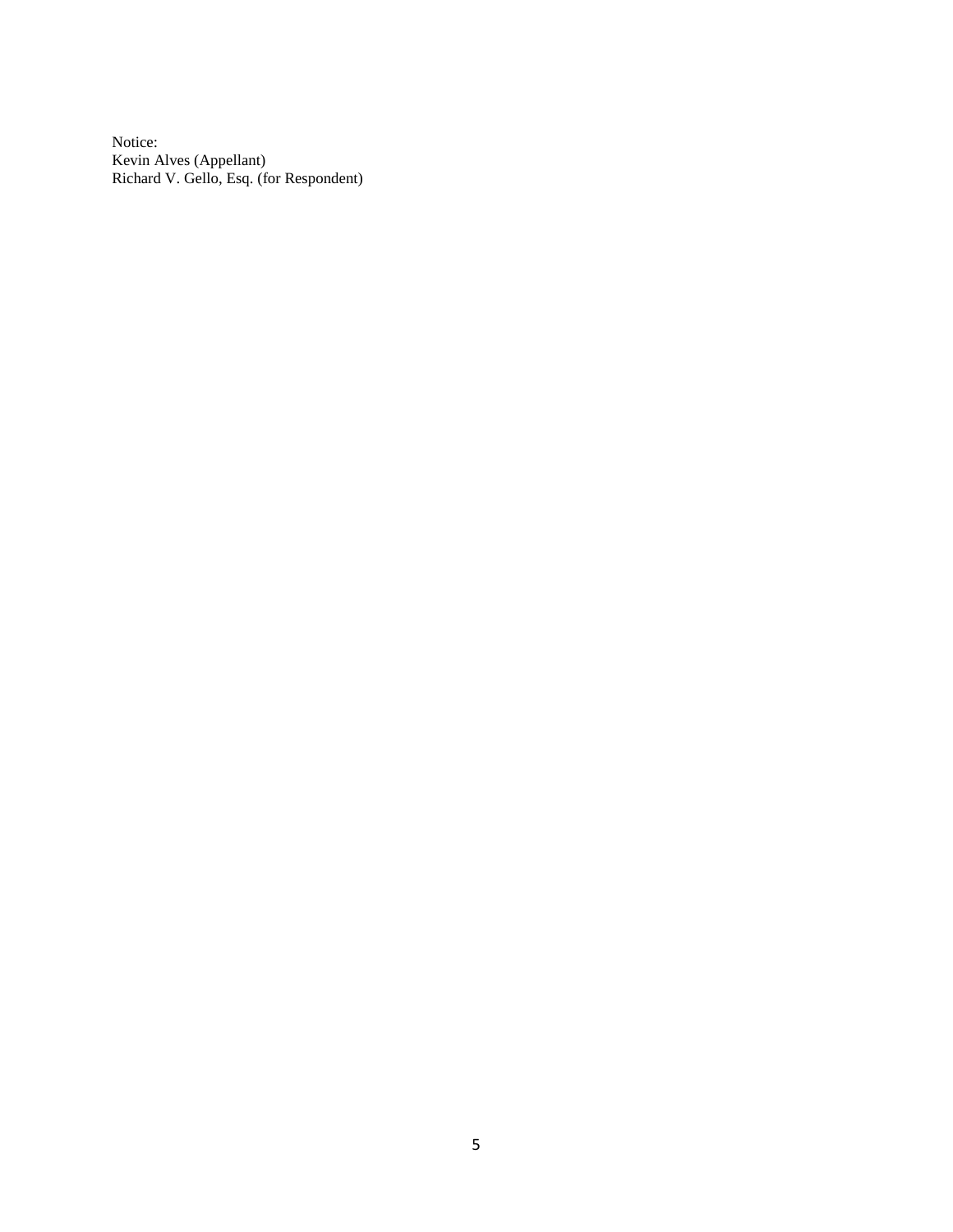Notice:
Kevin Alves (Appellant)
Richard V. Gello, Esq. (for Respondent)